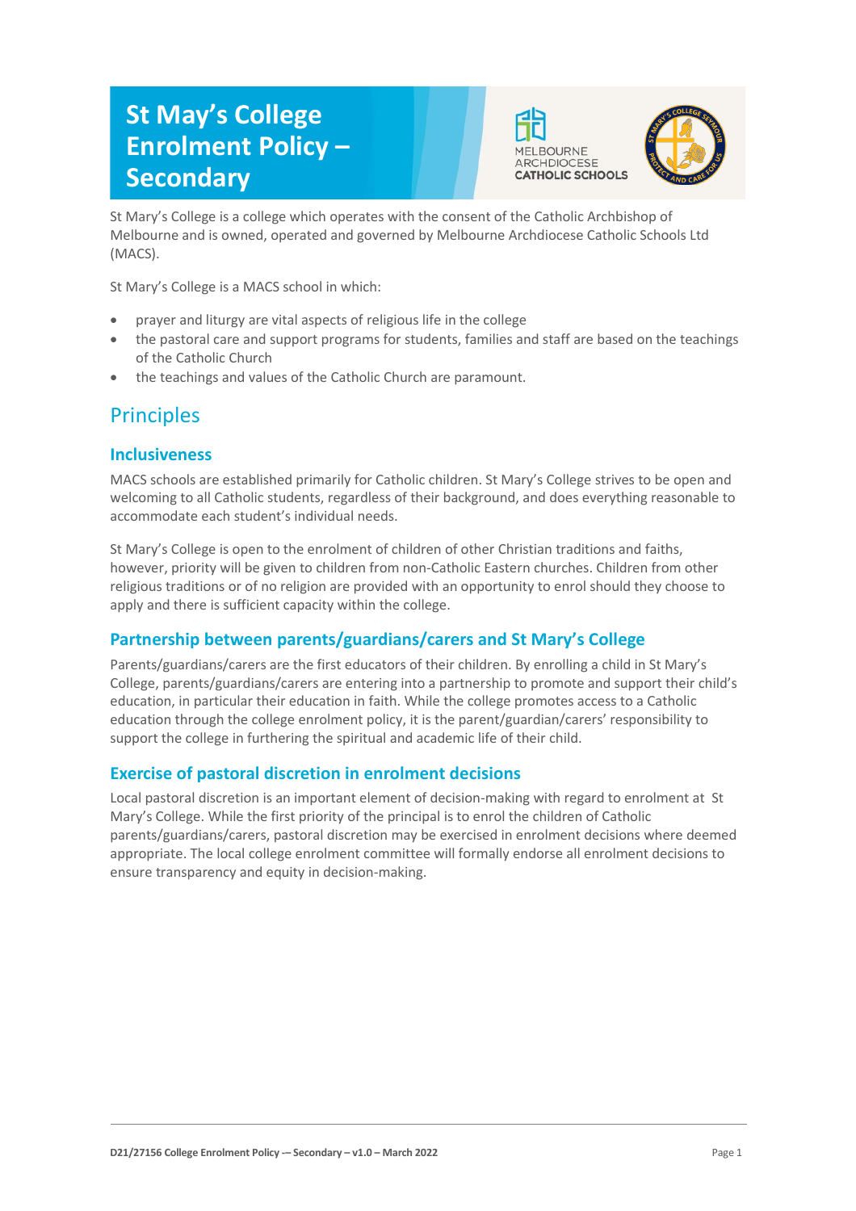# St May's College Enrolment Policy – Secondary

St Mary's College is a college which operates with the consent of the Catholic Archbishop of Melbourne and is owned, operated and governed by Melbourne Archdiocese Catholic Schools Ltd (MACS).

St Mary's College is a MACS school in which:

- prayer and liturgy are vital aspects of religious life in the college
- the pastoral care and support programs for students, families and staff are based on the teachings of the Catholic Church
- the teachings and values of the Catholic Church are paramount.

## Principles

### Inclusiveness

MACS schools are established primarily for Catholic children. St Mary's College strives to be open and welcoming to all Catholic students, regardless of their background, and does everything reasonable to accommodate each student's individual needs.

St Mary's College is open to the enrolment of children of other Christian traditions and faiths, however, priority will be given to children from non-Catholic Eastern churches. Children from other religious traditions or of no religion are provided with an opportunity to enrol should they choose to apply and there is sufficient capacity within the college.

### Partnership between parents/guardians/carers and St Mary's College

Parents/guardians/carers are the first educators of their children. By enrolling a child in St Mary's College, parents/guardians/carers are entering into a partnership to promote and support their child's education, in particular their education in faith. While the college promotes access to a Catholic education through the college enrolment policy, it is the parent/guardian/carers' responsibility to support the college in furthering the spiritual and academic life of their child.

### Exercise of pastoral discretion in enrolment decisions

Local pastoral discretion is an important element of decision-making with regard to enrolment at St Mary's College. While the first priority of the principal is to enrol the children of Catholic parents/guardians/carers, pastoral discretion may be exercised in enrolment decisions where deemed appropriate. The local college enrolment committee will formally endorse all enrolment decisions to ensure transparency and equity in decision-making.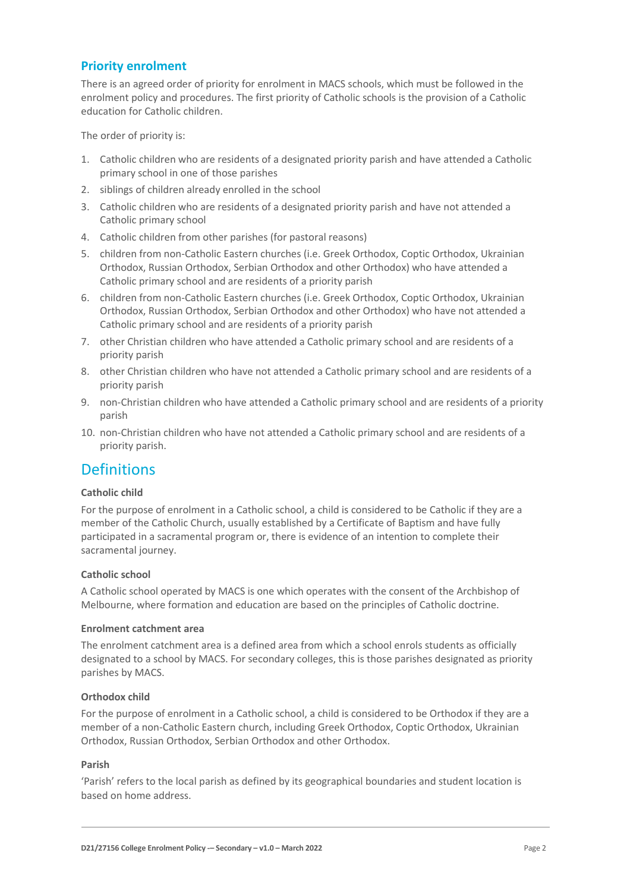## Priority enrolment

There is an agreed order of priority for enrolment in MACS schools, which must be followed in the enrolment policy and procedures. The first priority of Catholic schools is the provision of a Catholic education for Catholic children.

The order of priority is:

1. Catholic children who are residents of a designated priority parish and have attended a Catholic primary school in one of those parishes
2. siblings of children already enrolled in the school
3. Catholic children who are residents of a designated priority parish and have not attended a Catholic primary school
4. Catholic children from other parishes (for pastoral reasons)
5. children from non-Catholic Eastern churches (i.e. Greek Orthodox, Coptic Orthodox, Ukrainian Orthodox, Russian Orthodox, Serbian Orthodox and other Orthodox) who have attended a Catholic primary school and are residents of a priority parish
6. children from non-Catholic Eastern churches (i.e. Greek Orthodox, Coptic Orthodox, Ukrainian Orthodox, Russian Orthodox, Serbian Orthodox and other Orthodox) who have not attended a Catholic primary school and are residents of a priority parish
7. other Christian children who have attended a Catholic primary school and are residents of a priority parish
8. other Christian children who have not attended a Catholic primary school and are residents of a priority parish
9. non-Christian children who have attended a Catholic primary school and are residents of a priority parish
10. non-Christian children who have not attended a Catholic primary school and are residents of a priority parish.

# Definitions

**Catholic child**

For the purpose of enrolment in a Catholic school, a child is considered to be Catholic if they are a member of the Catholic Church, usually established by a Certificate of Baptism and have fully participated in a sacramental program or, there is evidence of an intention to complete their sacramental journey.

**Catholic school**

A Catholic school operated by MACS is one which operates with the consent of the Archbishop of Melbourne, where formation and education are based on the principles of Catholic doctrine.

**Enrolment catchment area**

The enrolment catchment area is a defined area from which a school enrols students as officially designated to a school by MACS. For secondary colleges, this is those parishes designated as priority parishes by MACS.

**Orthodox child**

For the purpose of enrolment in a Catholic school, a child is considered to be Orthodox if they are a member of a non-Catholic Eastern church, including Greek Orthodox, Coptic Orthodox, Ukrainian Orthodox, Russian Orthodox, Serbian Orthodox and other Orthodox.

**Parish**

'Parish' refers to the local parish as defined by its geographical boundaries and student location is based on home address.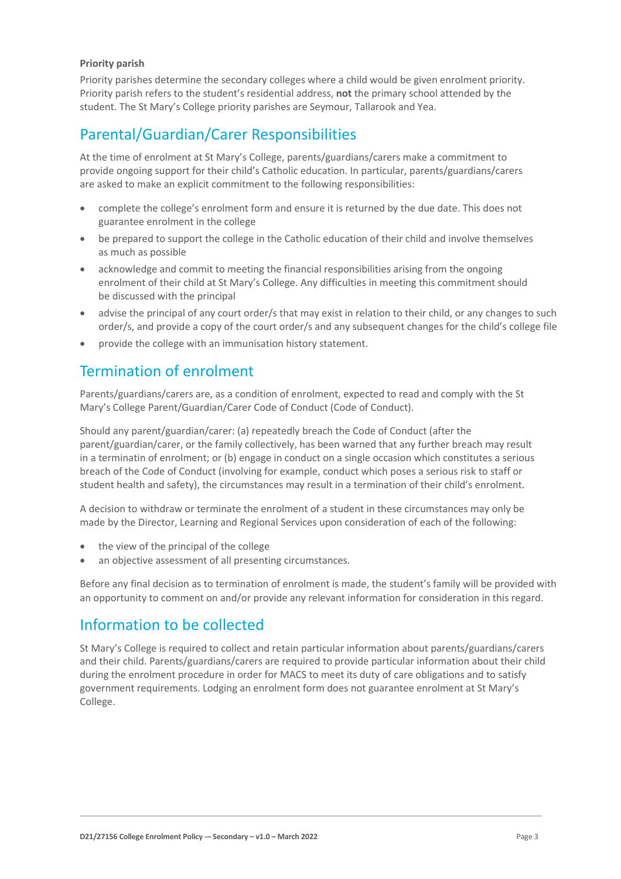**Priority parish**

Priority parishes determine the secondary colleges where a child would be given enrolment priority. Priority parish refers to the student's residential address, **not** the primary school attended by the student. The St Mary's College priority parishes are Seymour, Tallarook and Yea.

## Parental/Guardian/Carer Responsibilities

At the time of enrolment at St Mary's College, parents/guardians/carers make a commitment to provide ongoing support for their child's Catholic education. In particular, parents/guardians/carers are asked to make an explicit commitment to the following responsibilities:

- complete the college's enrolment form and ensure it is returned by the due date. This does not guarantee enrolment in the college
- be prepared to support the college in the Catholic education of their child and involve themselves as much as possible
- acknowledge and commit to meeting the financial responsibilities arising from the ongoing enrolment of their child at St Mary's College. Any difficulties in meeting this commitment should be discussed with the principal
- advise the principal of any court order/s that may exist in relation to their child, or any changes to such order/s, and provide a copy of the court order/s and any subsequent changes for the child's college file
- provide the college with an immunisation history statement.

## Termination of enrolment

Parents/guardians/carers are, as a condition of enrolment, expected to read and comply with the St Mary's College Parent/Guardian/Carer Code of Conduct (Code of Conduct).

Should any parent/guardian/carer: (a) repeatedly breach the Code of Conduct (after the parent/guardian/carer, or the family collectively, has been warned that any further breach may result in a terminatin of enrolment; or (b) engage in conduct on a single occasion which constitutes a serious breach of the Code of Conduct (involving for example, conduct which poses a serious risk to staff or student health and safety), the circumstances may result in a termination of their child's enrolment.

A decision to withdraw or terminate the enrolment of a student in these circumstances may only be made by the Director, Learning and Regional Services upon consideration of each of the following:

- the view of the principal of the college
- an objective assessment of all presenting circumstances.

Before any final decision as to termination of enrolment is made, the student's family will be provided with an opportunity to comment on and/or provide any relevant information for consideration in this regard.

## Information to be collected

St Mary's College is required to collect and retain particular information about parents/guardians/carers and their child. Parents/guardians/carers are required to provide particular information about their child during the enrolment procedure in order for MACS to meet its duty of care obligations and to satisfy government requirements. Lodging an enrolment form does not guarantee enrolment at St Mary's College.